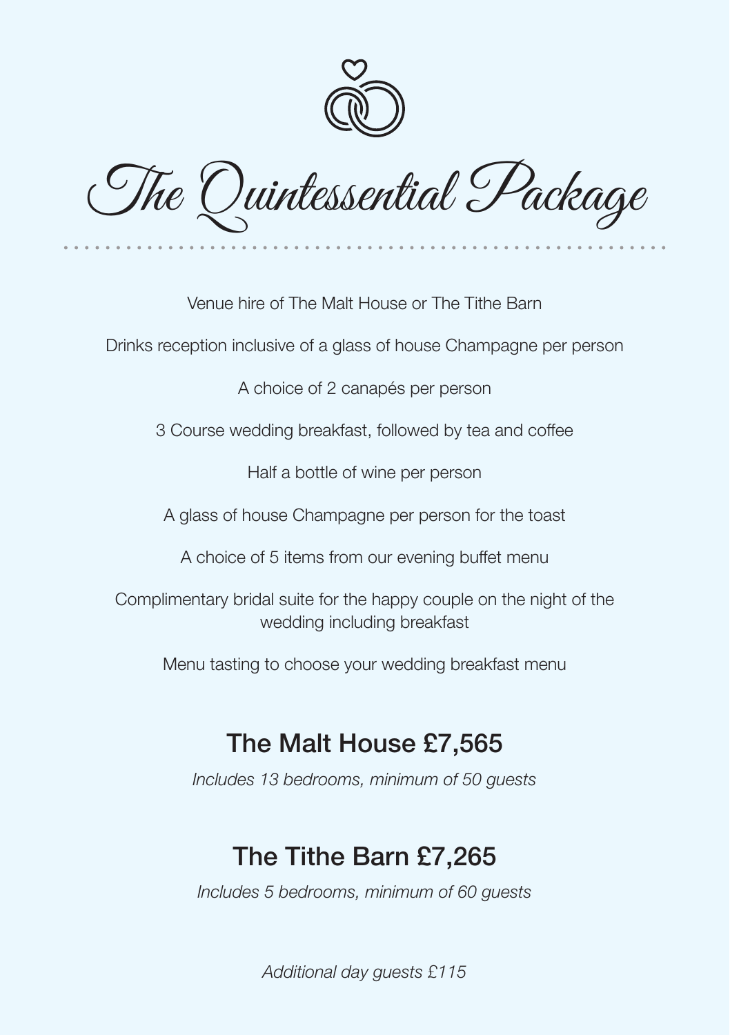# The Quintessential Package

Venue hire of The Malt House or The Tithe Barn

Drinks reception inclusive of a glass of house Champagne per person

A choice of 2 canapés per person

3 Course wedding breakfast, followed by tea and coffee

Half a bottle of wine per person

A glass of house Champagne per person for the toast

A choice of 5 items from our evening buffet menu

Complimentary bridal suite for the happy couple on the night of the wedding including breakfast

Menu tasting to choose your wedding breakfast menu

## The Malt House £7,565

*Includes 13 bedrooms, minimum of 50 guests*

## The Tithe Barn £7,265

*Includes 5 bedrooms, minimum of 60 guests*

*Additional day guests £115*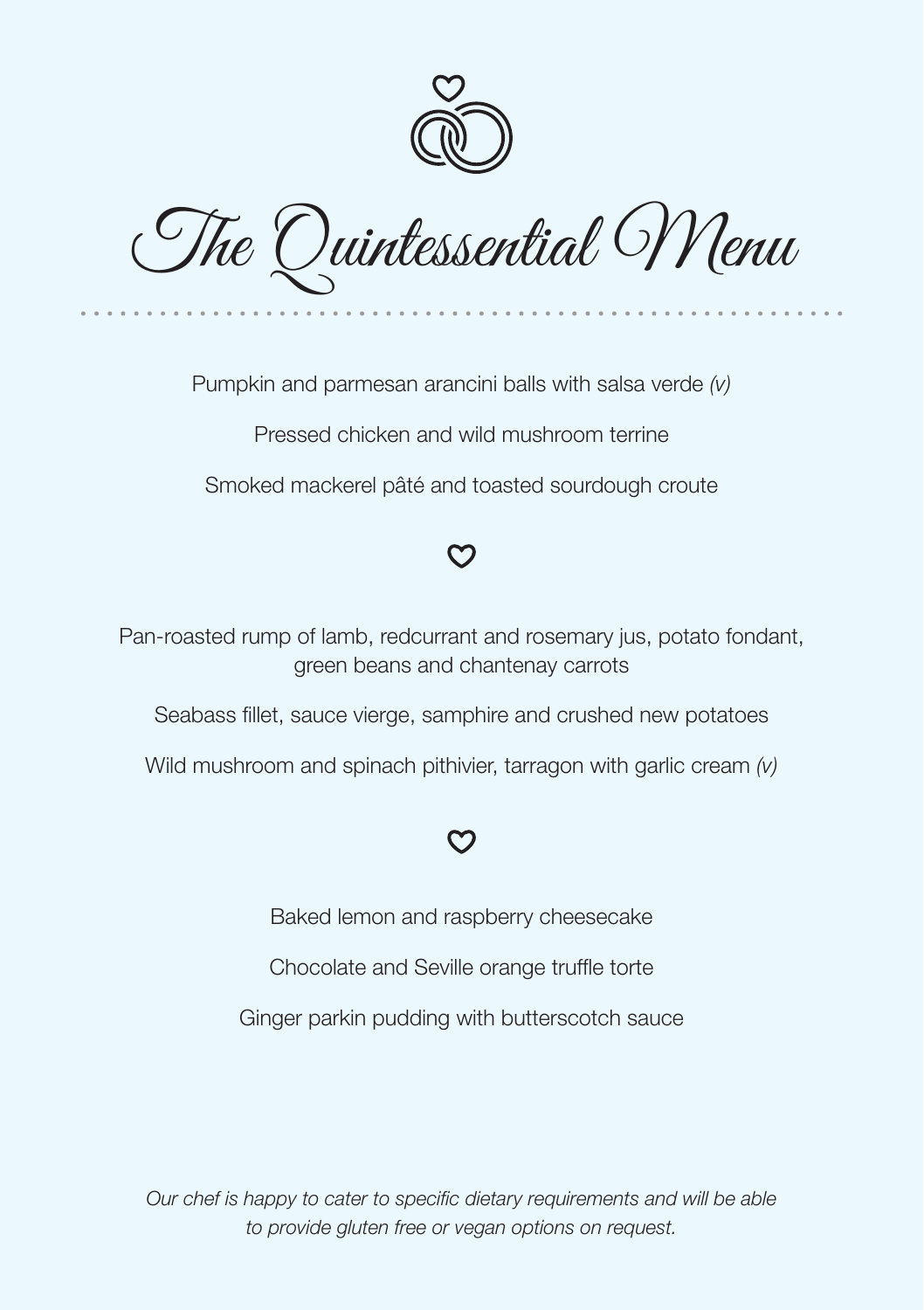# The Quintessential Menu

Pumpkin and parmesan arancini balls with salsa verde *(v)*

Pressed chicken and wild mushroom terrine

Smoked mackerel pâté and toasted sourdough croute

Pan-roasted rump of lamb, redcurrant and rosemary jus, potato fondant, green beans and chantenay carrots

Seabass fillet, sauce vierge, samphire and crushed new potatoes

Wild mushroom and spinach pithivier, tarragon with garlic cream *(v)*

Baked lemon and raspberry cheesecake

Chocolate and Seville orange truffle torte

Ginger parkin pudding with butterscotch sauce

*Our chef is happy to cater to specific dietary requirements and will be able to provide gluten free or vegan options on request.*